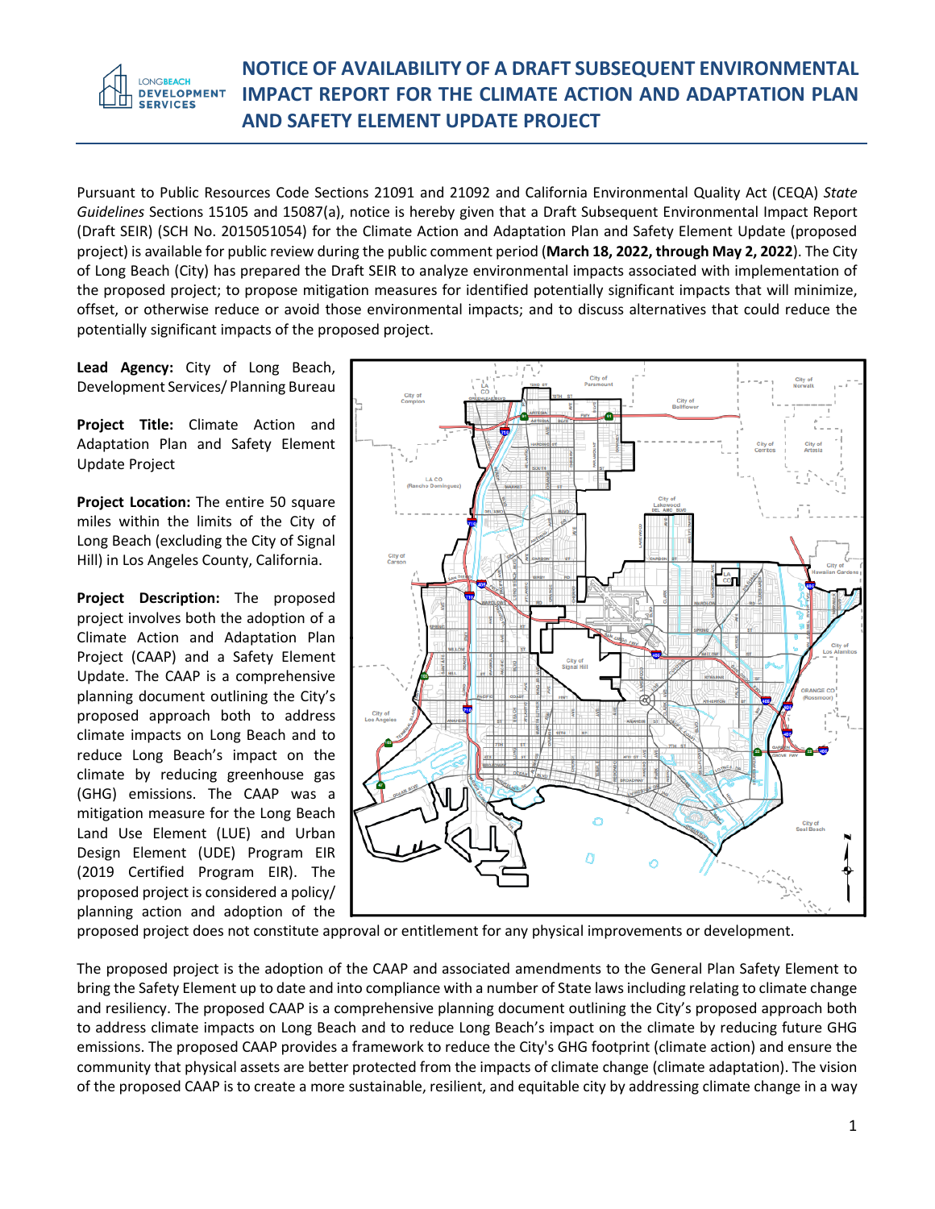LONGBEACH DEVELOPMENT SERVICES

# NOTICE OF AVAILABILITY OF A DRAFT SUBSEQUENT ENVIRONMENTAL IMPACT REPORT FOR THE CLIMATE ACTION AND ADAPTATION PLAN AND SAFETY ELEMENT UPDATE PROJECT

Pursuant to Public Resources Code Sections 21091 and 21092 and California Environmental Quality Act (CEQA) *State Guidelines* Sections 15105 and 15087(a), notice is hereby given that a Draft Subsequent Environmental Impact Report (Draft SEIR) (SCH No. 2015051054) for the Climate Action and Adaptation Plan and Safety Element Update (proposed project) is available for public review during the public comment period (**March 18, 2022, through May 2, 2022**). The City of Long Beach (City) has prepared the Draft SEIR to analyze environmental impacts associated with implementation of the proposed project; to propose mitigation measures for identified potentially significant impacts that will minimize, offset, or otherwise reduce or avoid those environmental impacts; and to discuss alternatives that could reduce the potentially significant impacts of the proposed project.

**Lead Agency:** City of Long Beach, Development Services/ Planning Bureau

**Project Title:** Climate Action and Adaptation Plan and Safety Element Update Project

**Project Location:** The entire 50 square miles within the limits of the City of Long Beach (excluding the City of Signal Hill) in Los Angeles County, California.

**Project Description:** The proposed project involves both the adoption of a Climate Action and Adaptation Plan Project (CAAP) and a Safety Element Update. The CAAP is a comprehensive planning document outlining the City's proposed approach both to address climate impacts on Long Beach and to reduce Long Beach's impact on the climate by reducing greenhouse gas (GHG) emissions. The CAAP was a mitigation measure for the Long Beach Land Use Element (LUE) and Urban Design Element (UDE) Program EIR (2019 Certified Program EIR). The proposed project is considered a policy/ planning action and adoption of the proposed project does not constitute approval or entitlement for any physical improvements or development.

The proposed project is the adoption of the CAAP and associated amendments to the General Plan Safety Element to bring the Safety Element up to date and into compliance with a number of State laws including relating to climate change and resiliency. The proposed CAAP is a comprehensive planning document outlining the City's proposed approach both to address climate impacts on Long Beach and to reduce Long Beach's impact on the climate by reducing future GHG emissions. The proposed CAAP provides a framework to reduce the City's GHG footprint (climate action) and ensure the community that physical assets are better protected from the impacts of climate change (climate adaptation). The vision of the proposed CAAP is to create a more sustainable, resilient, and equitable city by addressing climate change in a way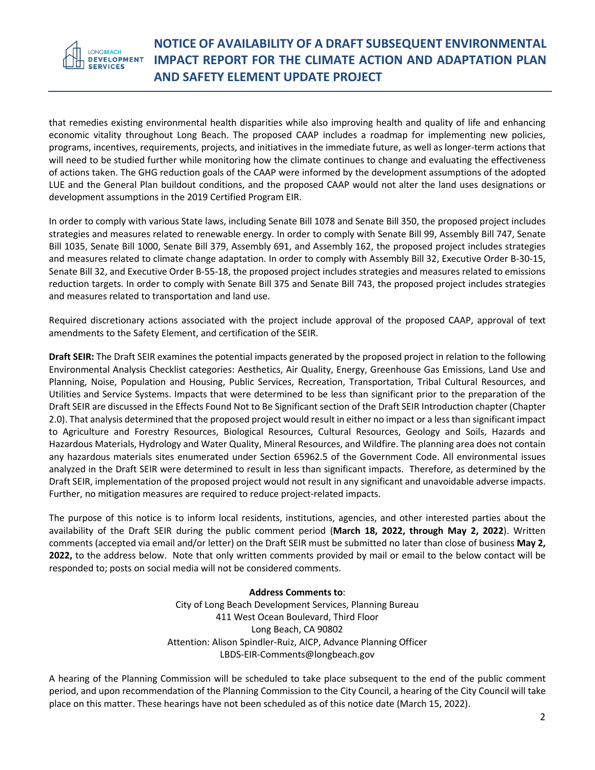that remedies existing environmental health disparities while also improving health and quality of life and enhancing economic vitality throughout Long Beach. The proposed CAAP includes a roadmap for implementing new policies, programs, incentives, requirements, projects, and initiatives in the immediate future, as well as longer-term actions that will need to be studied further while monitoring how the climate continues to change and evaluating the effectiveness of actions taken. The GHG reduction goals of the CAAP were informed by the development assumptions of the adopted LUE and the General Plan buildout conditions, and the proposed CAAP would not alter the land uses designations or development assumptions in the 2019 Certified Program EIR.

In order to comply with various State laws, including Senate Bill 1078 and Senate Bill 350, the proposed project includes strategies and measures related to renewable energy. In order to comply with Senate Bill 99, Assembly Bill 747, Senate Bill 1035, Senate Bill 1000, Senate Bill 379, Assembly 691, and Assembly 162, the proposed project includes strategies and measures related to climate change adaptation. In order to comply with Assembly Bill 32, Executive Order B-30-15, Senate Bill 32, and Executive Order B-55-18, the proposed project includes strategies and measures related to emissions reduction targets. In order to comply with Senate Bill 375 and Senate Bill 743, the proposed project includes strategies and measures related to transportation and land use.

Required discretionary actions associated with the project include approval of the proposed CAAP, approval of text amendments to the Safety Element, and certification of the SEIR.

**Draft SEIR:** The Draft SEIR examines the potential impacts generated by the proposed project in relation to the following Environmental Analysis Checklist categories: Aesthetics, Air Quality, Energy, Greenhouse Gas Emissions, Land Use and Planning, Noise, Population and Housing, Public Services, Recreation, Transportation, Tribal Cultural Resources, and Utilities and Service Systems. Impacts that were determined to be less than significant prior to the preparation of the Draft SEIR are discussed in the Effects Found Not to Be Significant section of the Draft SEIR Introduction chapter (Chapter 2.0). That analysis determined that the proposed project would result in either no impact or a less than significant impact to Agriculture and Forestry Resources, Biological Resources, Cultural Resources, Geology and Soils, Hazards and Hazardous Materials, Hydrology and Water Quality, Mineral Resources, and Wildfire. The planning area does not contain any hazardous materials sites enumerated under Section 65962.5 of the Government Code. All environmental issues analyzed in the Draft SEIR were determined to result in less than significant impacts. Therefore, as determined by the Draft SEIR, implementation of the proposed project would not result in any significant and unavoidable adverse impacts. Further, no mitigation measures are required to reduce project-related impacts.

The purpose of this notice is to inform local residents, institutions, agencies, and other interested parties about the availability of the Draft SEIR during the public comment period (**March 18, 2022, through May 2, 2022**). Written comments (accepted via email and/or letter) on the Draft SEIR must be submitted no later than close of business **May 2, 2022,** to the address below. Note that only written comments provided by mail or email to the below contact will be responded to; posts on social media will not be considered comments.

**Address Comments to**:

City of Long Beach Development Services, Planning Bureau
411 West Ocean Boulevard, Third Floor
Long Beach, CA 90802
Attention: Alison Spindler-Ruiz, AICP, Advance Planning Officer
LBDS-EIR-Comments@longbeach.gov

A hearing of the Planning Commission will be scheduled to take place subsequent to the end of the public comment period, and upon recommendation of the Planning Commission to the City Council, a hearing of the City Council will take place on this matter. These hearings have not been scheduled as of this notice date (March 15, 2022).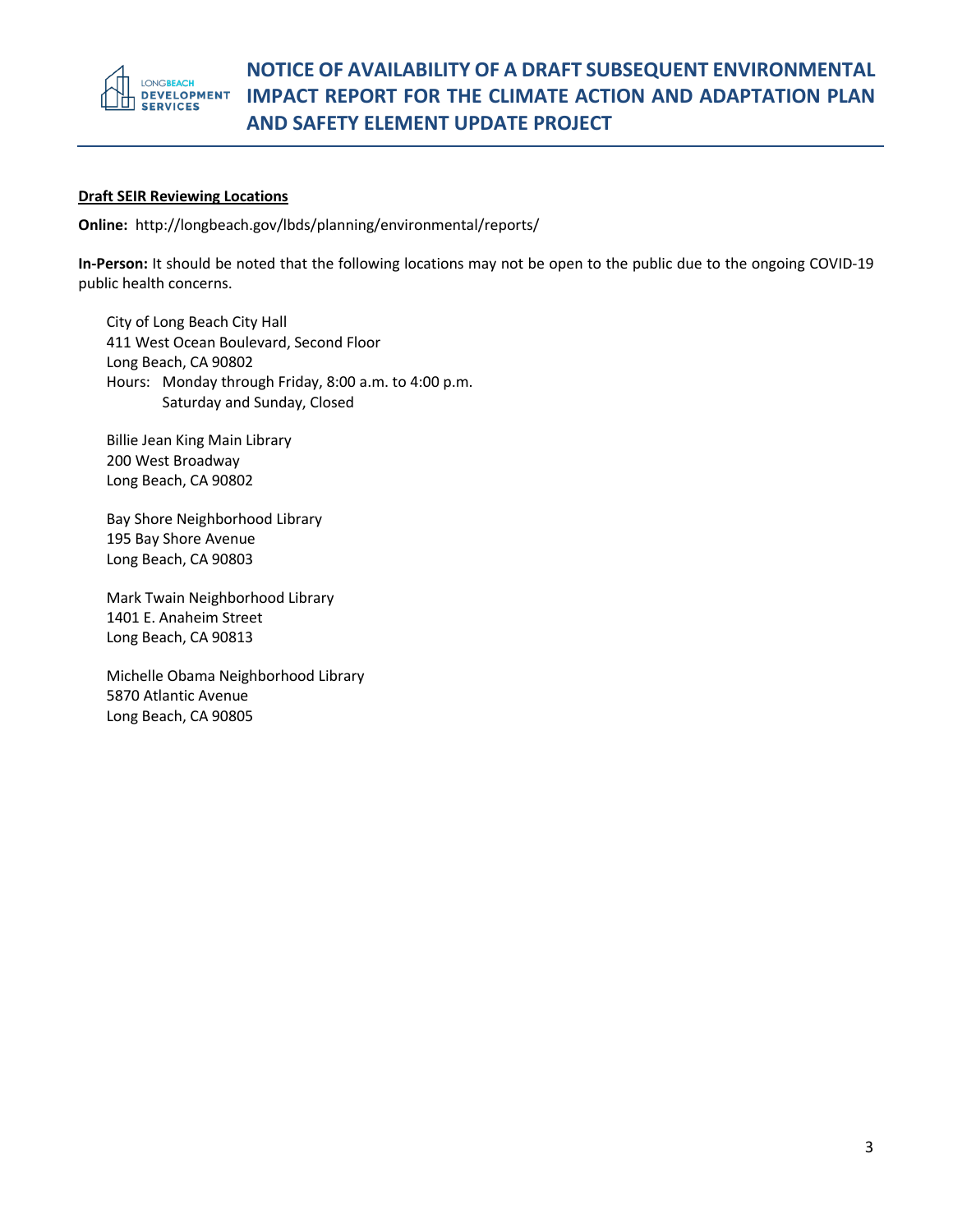**Draft SEIR Reviewing Locations**

**Online:** http://longbeach.gov/lbds/planning/environmental/reports/

**In-Person:** It should be noted that the following locations may not be open to the public due to the ongoing COVID-19 public health concerns.

City of Long Beach City Hall
411 West Ocean Boulevard, Second Floor
Long Beach, CA 90802
Hours: Monday through Friday, 8:00 a.m. to 4:00 p.m.
Saturday and Sunday, Closed

Billie Jean King Main Library
200 West Broadway
Long Beach, CA 90802

Bay Shore Neighborhood Library
195 Bay Shore Avenue
Long Beach, CA 90803

Mark Twain Neighborhood Library
1401 E. Anaheim Street
Long Beach, CA 90813

Michelle Obama Neighborhood Library
5870 Atlantic Avenue
Long Beach, CA 90805